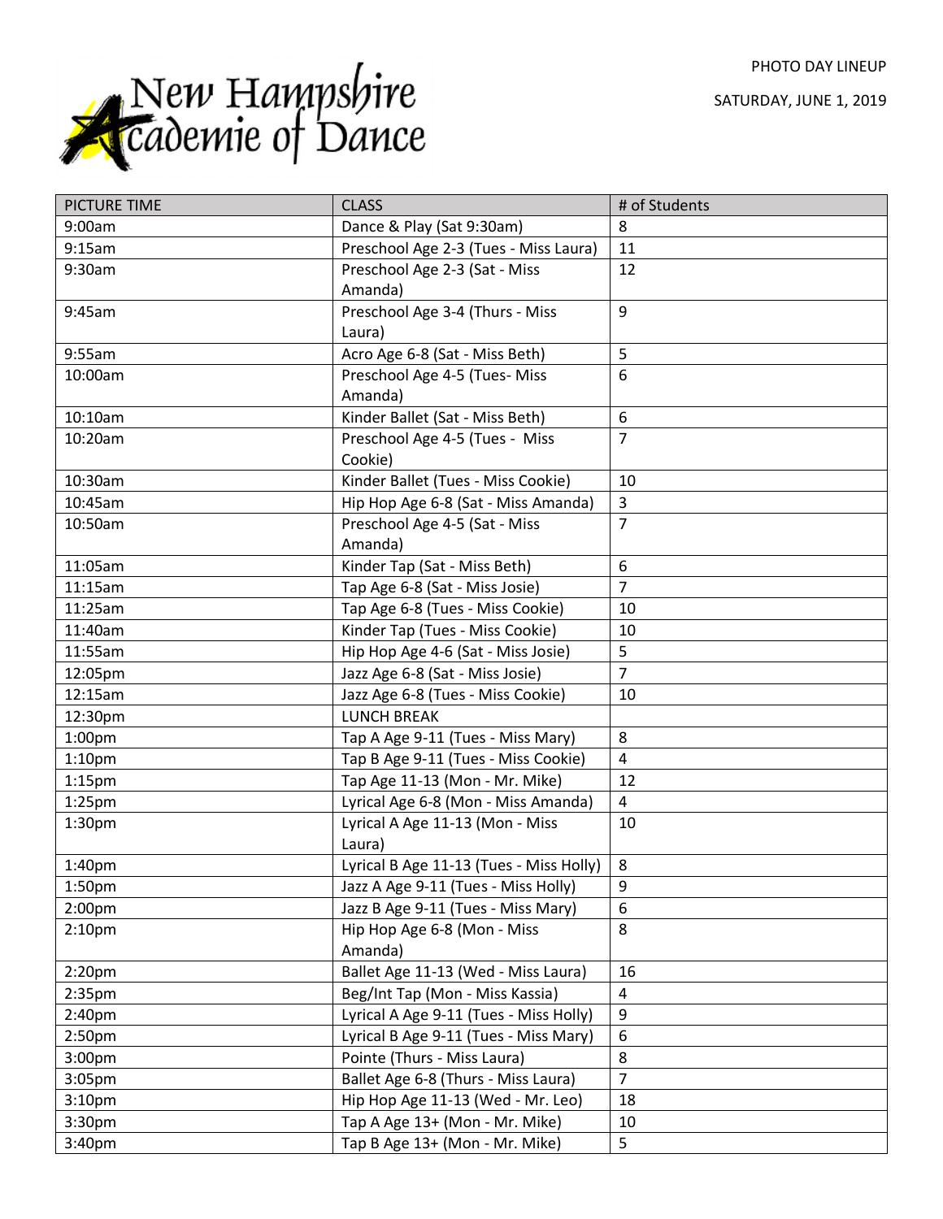# New Hampshire Academie of Dance

PHOTO DAY LINEUP

SATURDAY, JUNE 1, 2019

| PICTURE TIME | CLASS | # of Students |
|---|---|---|
| 9:00am | Dance & Play (Sat 9:30am) | 8 |
| 9:15am | Preschool Age 2-3 (Tues - Miss Laura) | 11 |
| 9:30am | Preschool Age 2-3 (Sat - Miss Amanda) | 12 |
| 9:45am | Preschool Age 3-4 (Thurs - Miss Laura) | 9 |
| 9:55am | Acro Age 6-8 (Sat - Miss Beth) | 5 |
| 10:00am | Preschool Age 4-5 (Tues- Miss Amanda) | 6 |
| 10:10am | Kinder Ballet (Sat - Miss Beth) | 6 |
| 10:20am | Preschool Age 4-5 (Tues - Miss Cookie) | 7 |
| 10:30am | Kinder Ballet (Tues - Miss Cookie) | 10 |
| 10:45am | Hip Hop Age 6-8 (Sat - Miss Amanda) | 3 |
| 10:50am | Preschool Age 4-5 (Sat - Miss Amanda) | 7 |
| 11:05am | Kinder Tap (Sat - Miss Beth) | 6 |
| 11:15am | Tap Age 6-8 (Sat - Miss Josie) | 7 |
| 11:25am | Tap Age 6-8 (Tues - Miss Cookie) | 10 |
| 11:40am | Kinder Tap (Tues - Miss Cookie) | 10 |
| 11:55am | Hip Hop Age 4-6 (Sat - Miss Josie) | 5 |
| 12:05pm | Jazz Age 6-8 (Sat - Miss Josie) | 7 |
| 12:15am | Jazz Age 6-8 (Tues - Miss Cookie) | 10 |
| 12:30pm | LUNCH BREAK | |
| 1:00pm | Tap A Age 9-11 (Tues - Miss Mary) | 8 |
| 1:10pm | Tap B Age 9-11 (Tues - Miss Cookie) | 4 |
| 1:15pm | Tap Age 11-13 (Mon - Mr. Mike) | 12 |
| 1:25pm | Lyrical Age 6-8 (Mon - Miss Amanda) | 4 |
| 1:30pm | Lyrical A Age 11-13 (Mon - Miss Laura) | 10 |
| 1:40pm | Lyrical B Age 11-13 (Tues - Miss Holly) | 8 |
| 1:50pm | Jazz A Age 9-11 (Tues - Miss Holly) | 9 |
| 2:00pm | Jazz B Age 9-11 (Tues - Miss Mary) | 6 |
| 2:10pm | Hip Hop Age 6-8 (Mon - Miss Amanda) | 8 |
| 2:20pm | Ballet Age 11-13 (Wed - Miss Laura) | 16 |
| 2:35pm | Beg/Int Tap (Mon - Miss Kassia) | 4 |
| 2:40pm | Lyrical A Age 9-11 (Tues - Miss Holly) | 9 |
| 2:50pm | Lyrical B Age 9-11 (Tues - Miss Mary) | 6 |
| 3:00pm | Pointe (Thurs - Miss Laura) | 8 |
| 3:05pm | Ballet Age 6-8 (Thurs - Miss Laura) | 7 |
| 3:10pm | Hip Hop Age 11-13 (Wed - Mr. Leo) | 18 |
| 3:30pm | Tap A Age 13+ (Mon - Mr. Mike) | 10 |
| 3:40pm | Tap B Age 13+ (Mon - Mr. Mike) | 5 |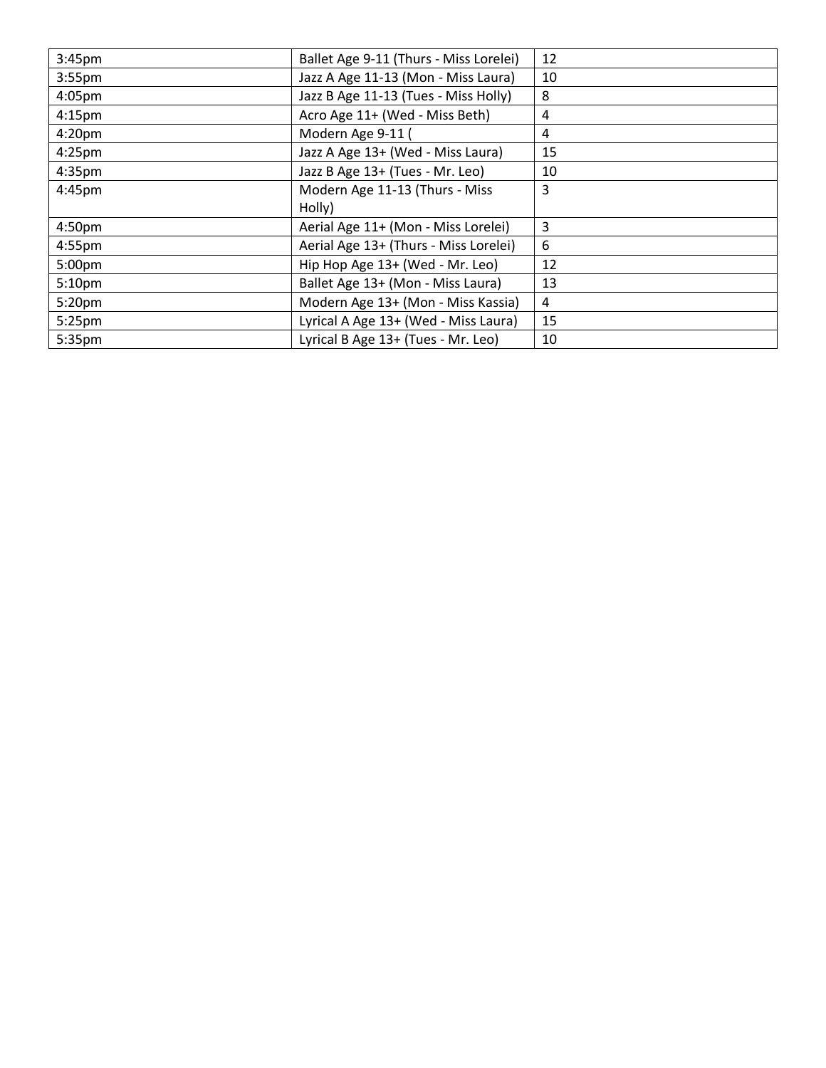| | | |
|---|---|---|
| 3:45pm | Ballet Age 9-11 (Thurs - Miss Lorelei) | 12 |
| 3:55pm | Jazz A Age 11-13 (Mon - Miss Laura) | 10 |
| 4:05pm | Jazz B Age 11-13 (Tues - Miss Holly) | 8 |
| 4:15pm | Acro Age 11+ (Wed - Miss Beth) | 4 |
| 4:20pm | Modern Age 9-11 ( | 4 |
| 4:25pm | Jazz A Age 13+ (Wed - Miss Laura) | 15 |
| 4:35pm | Jazz B Age 13+ (Tues - Mr. Leo) | 10 |
| 4:45pm | Modern Age 11-13 (Thurs - Miss Holly) | 3 |
| 4:50pm | Aerial Age 11+ (Mon - Miss Lorelei) | 3 |
| 4:55pm | Aerial Age 13+ (Thurs - Miss Lorelei) | 6 |
| 5:00pm | Hip Hop Age 13+ (Wed - Mr. Leo) | 12 |
| 5:10pm | Ballet Age 13+ (Mon - Miss Laura) | 13 |
| 5:20pm | Modern Age 13+ (Mon - Miss Kassia) | 4 |
| 5:25pm | Lyrical A Age 13+ (Wed - Miss Laura) | 15 |
| 5:35pm | Lyrical B Age 13+ (Tues - Mr. Leo) | 10 |